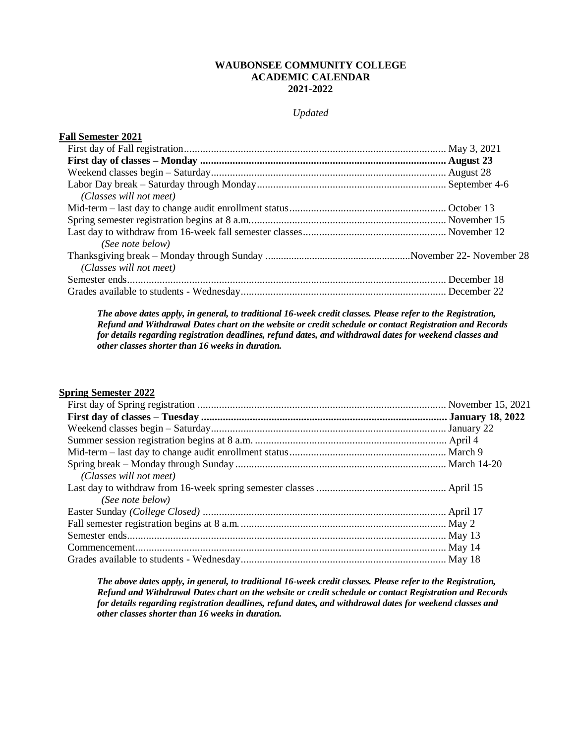**WAUBONSEE COMMUNITY COLLEGE**
**ACADEMIC CALENDAR**
**2021-2022**

*Updated*

## Fall Semester 2021

| | |
|---|---|
| First day of Fall registration | May 3, 2021 |
| **First day of classes – Monday** | **August 23** |
| Weekend classes begin – Saturday | August 28 |
| Labor Day break – Saturday through Monday *(Classes will not meet)* | September 4-6 |
| Mid-term – last day to change audit enrollment status | October 13 |
| Spring semester registration begins at 8 a.m. | November 15 |
| Last day to withdraw from 16-week fall semester classes *(See note below)* | November 12 |
| Thanksgiving break – Monday through Sunday *(Classes will not meet)* | November 22- November 28 |
| Semester ends | December 18 |
| Grades available to students - Wednesday | December 22 |

***The above dates apply, in general, to traditional 16-week credit classes. Please refer to the Registration, Refund and Withdrawal Dates chart on the website or credit schedule or contact Registration and Records for details regarding registration deadlines, refund dates, and withdrawal dates for weekend classes and other classes shorter than 16 weeks in duration.***

## Spring Semester 2022

| | |
|---|---|
| First day of Spring registration | November 15, 2021 |
| **First day of classes – Tuesday** | **January 18, 2022** |
| Weekend classes begin – Saturday | January 22 |
| Summer session registration begins at 8 a.m. | April 4 |
| Mid-term – last day to change audit enrollment status | March 9 |
| Spring break – Monday through Sunday *(Classes will not meet)* | March 14-20 |
| Last day to withdraw from 16-week spring semester classes *(See note below)* | April 15 |
| Easter Sunday *(College Closed)* | April 17 |
| Fall semester registration begins at 8 a.m. | May 2 |
| Semester ends | May 13 |
| Commencement | May 14 |
| Grades available to students - Wednesday | May 18 |

***The above dates apply, in general, to traditional 16-week credit classes. Please refer to the Registration, Refund and Withdrawal Dates chart on the website or credit schedule or contact Registration and Records for details regarding registration deadlines, refund dates, and withdrawal dates for weekend classes and other classes shorter than 16 weeks in duration.***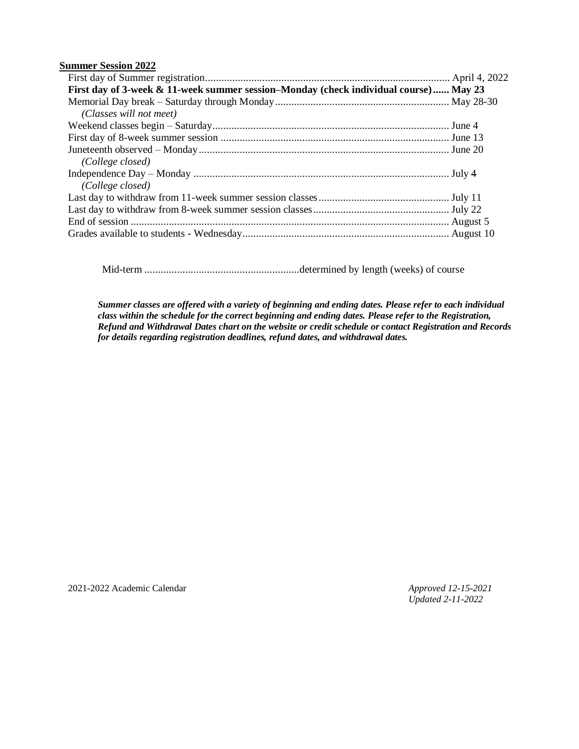**Summer Session 2022**

| | |
|---|---|
| First day of Summer registration | April 4, 2022 |
| **First day of 3-week & 11-week summer session–Monday (check individual course)** | **May 23** |
| Memorial Day break – Saturday through Monday *(Classes will not meet)* | May 28-30 |
| Weekend classes begin – Saturday | June 4 |
| First day of 8-week summer session | June 13 |
| Juneteenth observed – Monday *(College closed)* | June 20 |
| Independence Day – Monday *(College closed)* | July 4 |
| Last day to withdraw from 11-week summer session classes | July 11 |
| Last day to withdraw from 8-week summer session classes | July 22 |
| End of session | August 5 |
| Grades available to students - Wednesday | August 10 |

Mid-term ........................................................determined by length (weeks) of course

***Summer classes are offered with a variety of beginning and ending dates. Please refer to each individual class within the schedule for the correct beginning and ending dates. Please refer to the Registration, Refund and Withdrawal Dates chart on the website or credit schedule or contact Registration and Records for details regarding registration deadlines, refund dates, and withdrawal dates.***

2021-2022 Academic Calendar

*Approved 12-15-2021*
*Updated 2-11-2022*